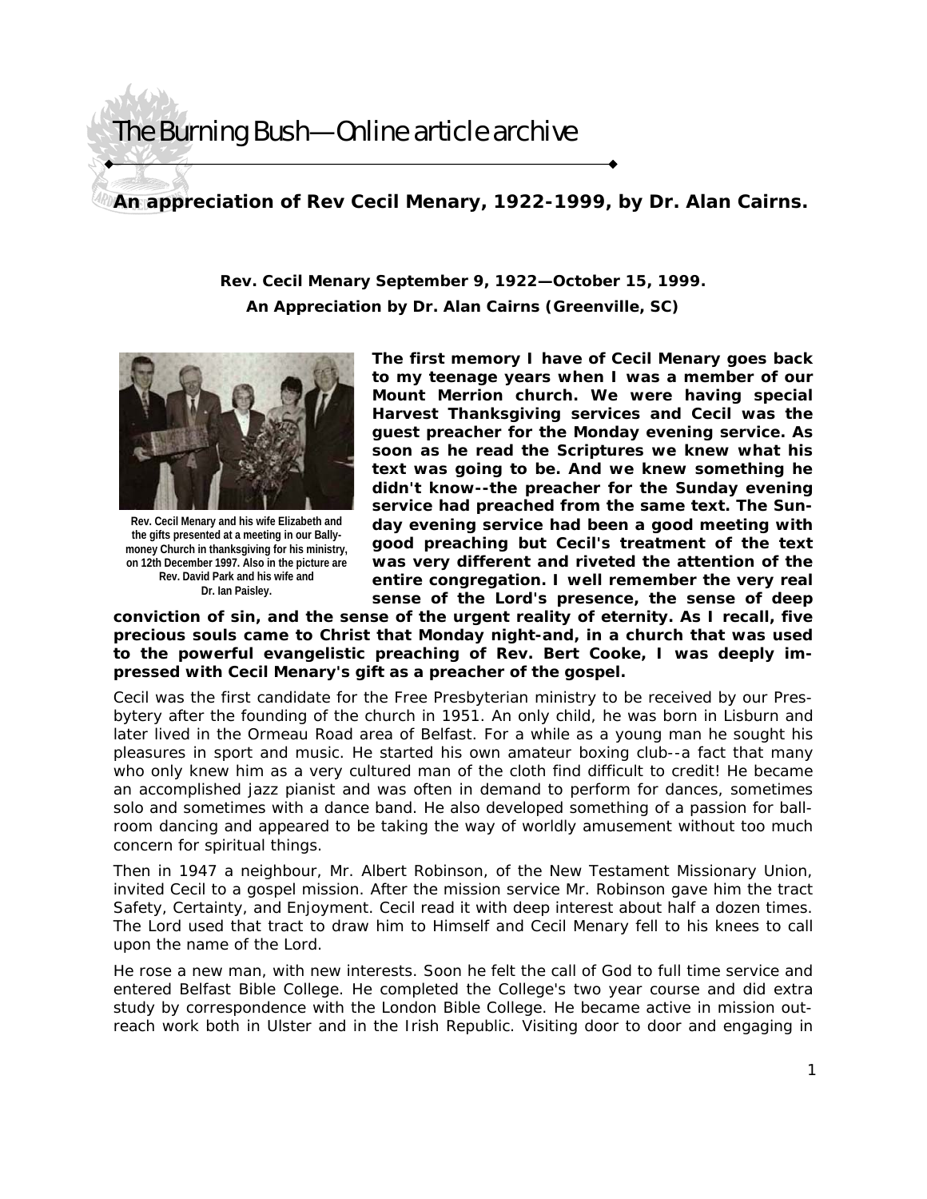# The Burning Bush—Online article archive

## An appreciation of Rev Cecil Menary, 1922-1999, by Dr. Alan Cairns.

**Rev. Cecil Menary September 9, 1922—October 15, 1999.**
**An Appreciation by Dr. Alan Cairns (Greenville, SC)**

Rev. Cecil Menary and his wife Elizabeth and the gifts presented at a meeting in our Ballymoney Church in thanksgiving for his ministry, on 12th December 1997. Also in the picture are Rev. David Park and his wife and Dr. Ian Paisley.

**The first memory I have of Cecil Menary goes back to my teenage years when I was a member of our Mount Merrion church. We were having special Harvest Thanksgiving services and Cecil was the guest preacher for the Monday evening service. As soon as he read the Scriptures we knew what his text was going to be. And we knew something he didn't know--the preacher for the Sunday evening service had preached from the same text. The Sunday evening service had been a good meeting with good preaching but Cecil's treatment of the text was very different and riveted the attention of the entire congregation. I well remember the very real sense of the Lord's presence, the sense of deep conviction of sin, and the sense of the urgent reality of eternity. As I recall, five precious souls came to Christ that Monday night-and, in a church that was used to the powerful evangelistic preaching of Rev. Bert Cooke, I was deeply impressed with Cecil Menary's gift as a preacher of the gospel.**

Cecil was the first candidate for the Free Presbyterian ministry to be received by our Presbytery after the founding of the church in 1951. An only child, he was born in Lisburn and later lived in the Ormeau Road area of Belfast. For a while as a young man he sought his pleasures in sport and music. He started his own amateur boxing club--a fact that many who only knew him as a very cultured man of the cloth find difficult to credit! He became an accomplished jazz pianist and was often in demand to perform for dances, sometimes solo and sometimes with a dance band. He also developed something of a passion for ballroom dancing and appeared to be taking the way of worldly amusement without too much concern for spiritual things.

Then in 1947 a neighbour, Mr. Albert Robinson, of the New Testament Missionary Union, invited Cecil to a gospel mission. After the mission service Mr. Robinson gave him the tract Safety, Certainty, and Enjoyment. Cecil read it with deep interest about half a dozen times. The Lord used that tract to draw him to Himself and Cecil Menary fell to his knees to call upon the name of the Lord.

He rose a new man, with new interests. Soon he felt the call of God to full time service and entered Belfast Bible College. He completed the College's two year course and did extra study by correspondence with the London Bible College. He became active in mission outreach work both in Ulster and in the Irish Republic. Visiting door to door and engaging in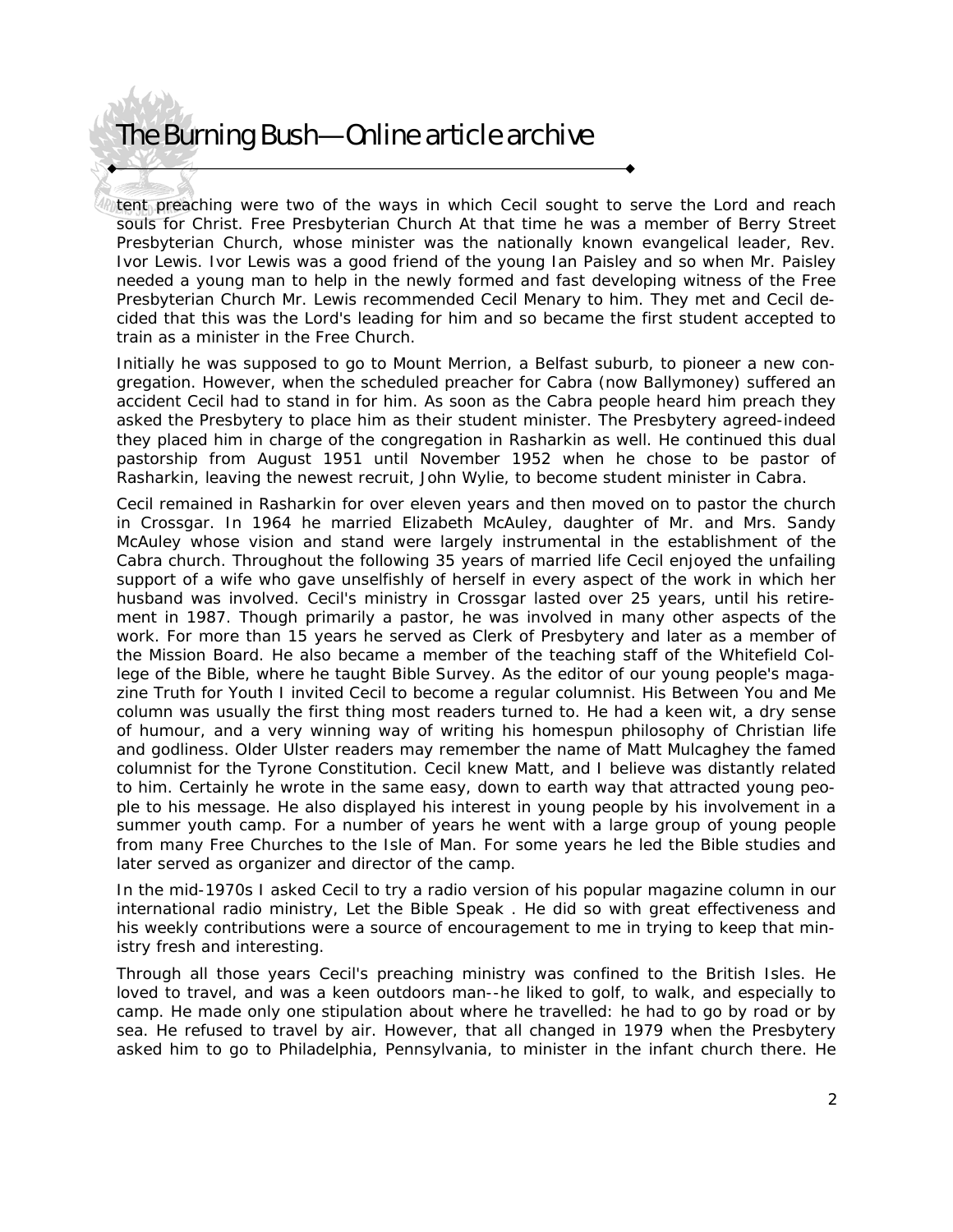tent preaching were two of the ways in which Cecil sought to serve the Lord and reach souls for Christ. Free Presbyterian Church At that time he was a member of Berry Street Presbyterian Church, whose minister was the nationally known evangelical leader, Rev. Ivor Lewis. Ivor Lewis was a good friend of the young Ian Paisley and so when Mr. Paisley needed a young man to help in the newly formed and fast developing witness of the Free Presbyterian Church Mr. Lewis recommended Cecil Menary to him. They met and Cecil decided that this was the Lord's leading for him and so became the first student accepted to train as a minister in the Free Church.

Initially he was supposed to go to Mount Merrion, a Belfast suburb, to pioneer a new congregation. However, when the scheduled preacher for Cabra (now Ballymoney) suffered an accident Cecil had to stand in for him. As soon as the Cabra people heard him preach they asked the Presbytery to place him as their student minister. The Presbytery agreed-indeed they placed him in charge of the congregation in Rasharkin as well. He continued this dual pastorship from August 1951 until November 1952 when he chose to be pastor of Rasharkin, leaving the newest recruit, John Wylie, to become student minister in Cabra.

Cecil remained in Rasharkin for over eleven years and then moved on to pastor the church in Crossgar. In 1964 he married Elizabeth McAuley, daughter of Mr. and Mrs. Sandy McAuley whose vision and stand were largely instrumental in the establishment of the Cabra church. Throughout the following 35 years of married life Cecil enjoyed the unfailing support of a wife who gave unselfishly of herself in every aspect of the work in which her husband was involved. Cecil's ministry in Crossgar lasted over 25 years, until his retirement in 1987. Though primarily a pastor, he was involved in many other aspects of the work. For more than 15 years he served as Clerk of Presbytery and later as a member of the Mission Board. He also became a member of the teaching staff of the Whitefield College of the Bible, where he taught Bible Survey. As the editor of our young people's magazine Truth for Youth I invited Cecil to become a regular columnist. His Between You and Me column was usually the first thing most readers turned to. He had a keen wit, a dry sense of humour, and a very winning way of writing his homespun philosophy of Christian life and godliness. Older Ulster readers may remember the name of Matt Mulcaghey the famed columnist for the Tyrone Constitution. Cecil knew Matt, and I believe was distantly related to him. Certainly he wrote in the same easy, down to earth way that attracted young people to his message. He also displayed his interest in young people by his involvement in a summer youth camp. For a number of years he went with a large group of young people from many Free Churches to the Isle of Man. For some years he led the Bible studies and later served as organizer and director of the camp.

In the mid-1970s I asked Cecil to try a radio version of his popular magazine column in our international radio ministry, Let the Bible Speak . He did so with great effectiveness and his weekly contributions were a source of encouragement to me in trying to keep that ministry fresh and interesting.

Through all those years Cecil's preaching ministry was confined to the British Isles. He loved to travel, and was a keen outdoors man--he liked to golf, to walk, and especially to camp. He made only one stipulation about where he travelled: he had to go by road or by sea. He refused to travel by air. However, that all changed in 1979 when the Presbytery asked him to go to Philadelphia, Pennsylvania, to minister in the infant church there. He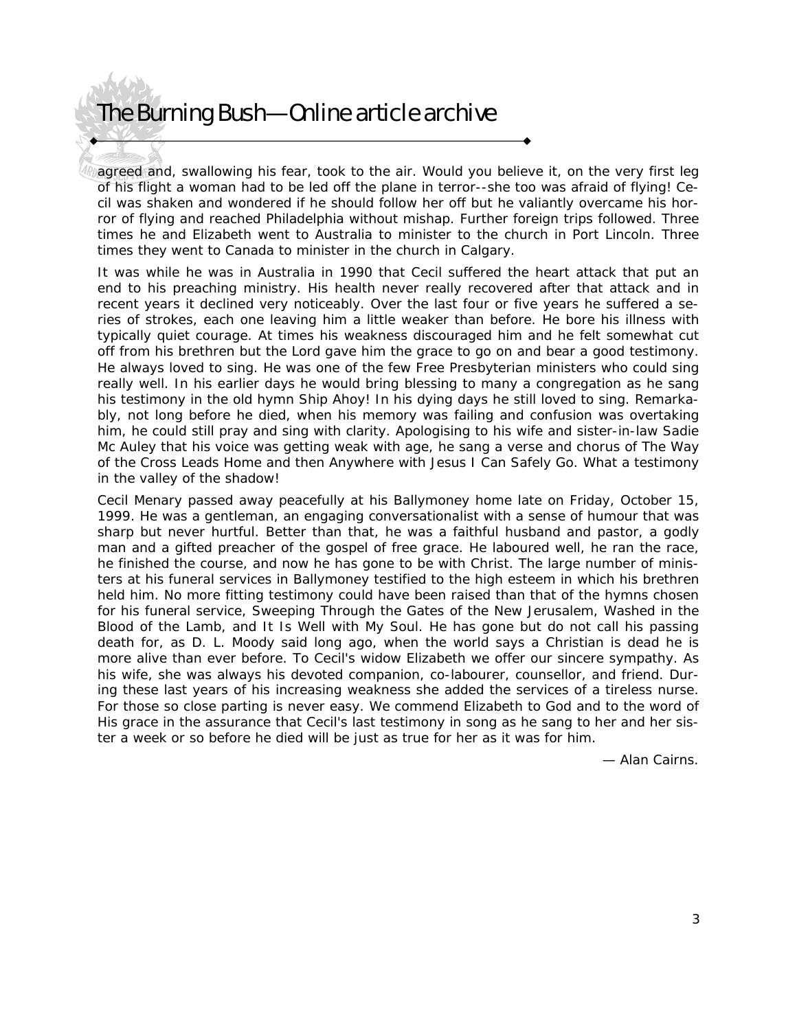agreed and, swallowing his fear, took to the air. Would you believe it, on the very first leg of his flight a woman had to be led off the plane in terror--she too was afraid of flying! Cecil was shaken and wondered if he should follow her off but he valiantly overcame his horror of flying and reached Philadelphia without mishap. Further foreign trips followed. Three times he and Elizabeth went to Australia to minister to the church in Port Lincoln. Three times they went to Canada to minister in the church in Calgary.

It was while he was in Australia in 1990 that Cecil suffered the heart attack that put an end to his preaching ministry. His health never really recovered after that attack and in recent years it declined very noticeably. Over the last four or five years he suffered a series of strokes, each one leaving him a little weaker than before. He bore his illness with typically quiet courage. At times his weakness discouraged him and he felt somewhat cut off from his brethren but the Lord gave him the grace to go on and bear a good testimony. He always loved to sing. He was one of the few Free Presbyterian ministers who could sing really well. In his earlier days he would bring blessing to many a congregation as he sang his testimony in the old hymn Ship Ahoy! In his dying days he still loved to sing. Remarkably, not long before he died, when his memory was failing and confusion was overtaking him, he could still pray and sing with clarity. Apologising to his wife and sister-in-law Sadie Mc Auley that his voice was getting weak with age, he sang a verse and chorus of The Way of the Cross Leads Home and then Anywhere with Jesus I Can Safely Go. What a testimony in the valley of the shadow!

Cecil Menary passed away peacefully at his Ballymoney home late on Friday, October 15, 1999. He was a gentleman, an engaging conversationalist with a sense of humour that was sharp but never hurtful. Better than that, he was a faithful husband and pastor, a godly man and a gifted preacher of the gospel of free grace. He laboured well, he ran the race, he finished the course, and now he has gone to be with Christ. The large number of ministers at his funeral services in Ballymoney testified to the high esteem in which his brethren held him. No more fitting testimony could have been raised than that of the hymns chosen for his funeral service, Sweeping Through the Gates of the New Jerusalem, Washed in the Blood of the Lamb, and It Is Well with My Soul. He has gone but do not call his passing death for, as D. L. Moody said long ago, when the world says a Christian is dead he is more alive than ever before. To Cecil's widow Elizabeth we offer our sincere sympathy. As his wife, she was always his devoted companion, co-labourer, counsellor, and friend. During these last years of his increasing weakness she added the services of a tireless nurse. For those so close parting is never easy. We commend Elizabeth to God and to the word of His grace in the assurance that Cecil's last testimony in song as he sang to her and her sister a week or so before he died will be just as true for her as it was for him.

— Alan Cairns.